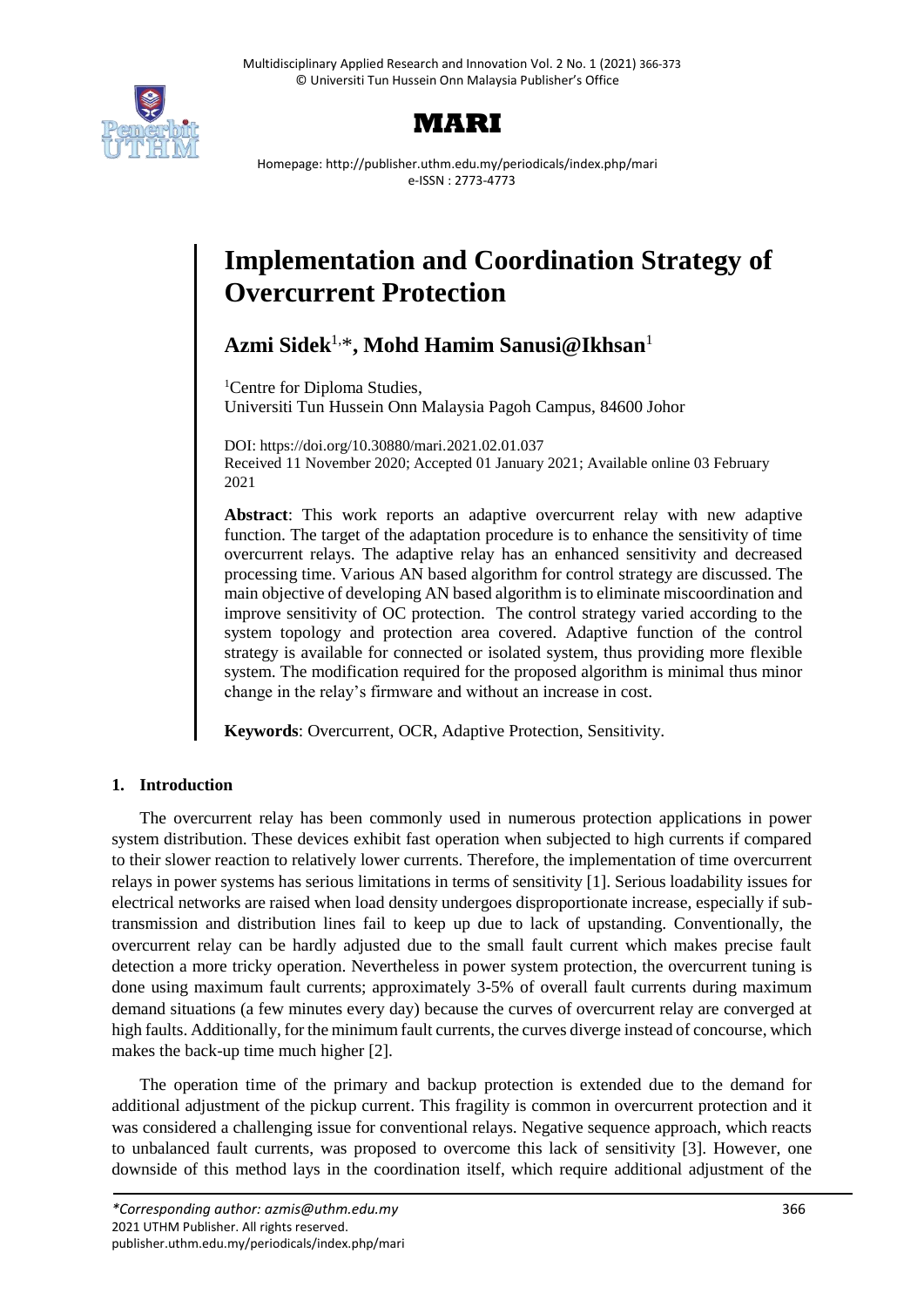# Implementation and Coordination Strategy of Overcurrent Protection

**Azmi Sidek**[1,*], **Mohd Hamim Sanusi@Ikhsan**[1]

[1]Centre for Diploma Studies,
Universiti Tun Hussein Onn Malaysia Pagoh Campus, 84600 Johor

DOI: https://doi.org/10.30880/mari.2021.02.01.037
Received 11 November 2020; Accepted 01 January 2021; Available online 03 February 2021

**Abstract**: This work reports an adaptive overcurrent relay with new adaptive function. The target of the adaptation procedure is to enhance the sensitivity of time overcurrent relays. The adaptive relay has an enhanced sensitivity and decreased processing time. Various AN based algorithm for control strategy are discussed. The main objective of developing AN based algorithm is to eliminate miscoordination and improve sensitivity of OC protection. The control strategy varied according to the system topology and protection area covered. Adaptive function of the control strategy is available for connected or isolated system, thus providing more flexible system. The modification required for the proposed algorithm is minimal thus minor change in the relay's firmware and without an increase in cost.

**Keywords**: Overcurrent, OCR, Adaptive Protection, Sensitivity.

## 1. Introduction

The overcurrent relay has been commonly used in numerous protection applications in power system distribution. These devices exhibit fast operation when subjected to high currents if compared to their slower reaction to relatively lower currents. Therefore, the implementation of time overcurrent relays in power systems has serious limitations in terms of sensitivity [1]. Serious loadability issues for electrical networks are raised when load density undergoes disproportionate increase, especially if sub-transmission and distribution lines fail to keep up due to lack of upstanding. Conventionally, the overcurrent relay can be hardly adjusted due to the small fault current which makes precise fault detection a more tricky operation. Nevertheless in power system protection, the overcurrent tuning is done using maximum fault currents; approximately 3-5% of overall fault currents during maximum demand situations (a few minutes every day) because the curves of overcurrent relay are converged at high faults. Additionally, for the minimum fault currents, the curves diverge instead of concourse, which makes the back-up time much higher [2].

The operation time of the primary and backup protection is extended due to the demand for additional adjustment of the pickup current. This fragility is common in overcurrent protection and it was considered a challenging issue for conventional relays. Negative sequence approach, which reacts to unbalanced fault currents, was proposed to overcome this lack of sensitivity [3]. However, one downside of this method lays in the coordination itself, which require additional adjustment of the

*\*Corresponding author: azmis@uthm.edu.my*
2021 UTHM Publisher. All rights reserved.
publisher.uthm.edu.my/periodicals/index.php/mari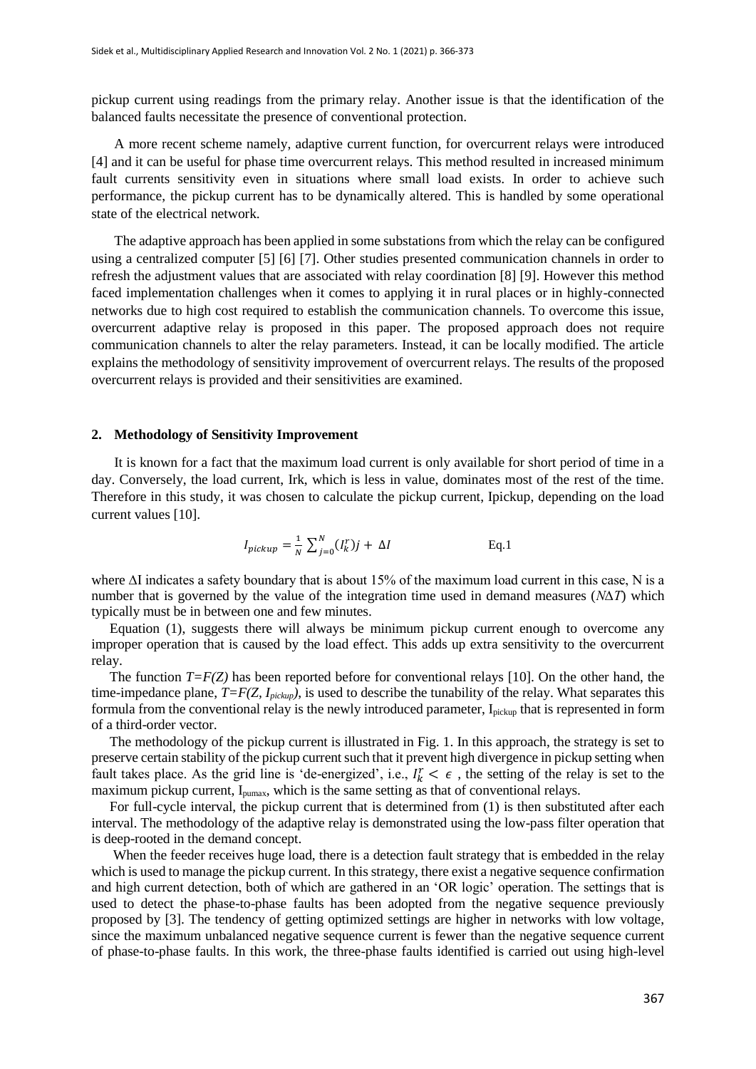pickup current using readings from the primary relay. Another issue is that the identification of the balanced faults necessitate the presence of conventional protection.

A more recent scheme namely, adaptive current function, for overcurrent relays were introduced [4] and it can be useful for phase time overcurrent relays. This method resulted in increased minimum fault currents sensitivity even in situations where small load exists. In order to achieve such performance, the pickup current has to be dynamically altered. This is handled by some operational state of the electrical network.

The adaptive approach has been applied in some substations from which the relay can be configured using a centralized computer [5] [6] [7]. Other studies presented communication channels in order to refresh the adjustment values that are associated with relay coordination [8] [9]. However this method faced implementation challenges when it comes to applying it in rural places or in highly-connected networks due to high cost required to establish the communication channels. To overcome this issue, overcurrent adaptive relay is proposed in this paper. The proposed approach does not require communication channels to alter the relay parameters. Instead, it can be locally modified. The article explains the methodology of sensitivity improvement of overcurrent relays. The results of the proposed overcurrent relays is provided and their sensitivities are examined.

## 2. Methodology of Sensitivity Improvement

It is known for a fact that the maximum load current is only available for short period of time in a day. Conversely, the load current, Irk, which is less in value, dominates most of the rest of the time. Therefore in this study, it was chosen to calculate the pickup current, Ipickup, depending on the load current values [10].

$$I_{pickup} = \frac{1}{N}\sum_{j=0}^{N}(I_k^r)j + \Delta I \qquad \text{Eq.1}$$

where ΔI indicates a safety boundary that is about 15% of the maximum load current in this case, N is a number that is governed by the value of the integration time used in demand measures ($N\Delta T$) which typically must be in between one and few minutes.

Equation (1), suggests there will always be minimum pickup current enough to overcome any improper operation that is caused by the load effect. This adds up extra sensitivity to the overcurrent relay.

The function $T=F(Z)$ has been reported before for conventional relays [10]. On the other hand, the time-impedance plane, $T=F(Z, I_{pickup})$, is used to describe the tunability of the relay. What separates this formula from the conventional relay is the newly introduced parameter, $I_{pickup}$ that is represented in form of a third-order vector.

The methodology of the pickup current is illustrated in Fig. 1. In this approach, the strategy is set to preserve certain stability of the pickup current such that it prevent high divergence in pickup setting when fault takes place. As the grid line is 'de-energized', i.e., $I_k^r < \epsilon$ , the setting of the relay is set to the maximum pickup current, $I_{pumax}$, which is the same setting as that of conventional relays.

For full-cycle interval, the pickup current that is determined from (1) is then substituted after each interval. The methodology of the adaptive relay is demonstrated using the low-pass filter operation that is deep-rooted in the demand concept.

When the feeder receives huge load, there is a detection fault strategy that is embedded in the relay which is used to manage the pickup current. In this strategy, there exist a negative sequence confirmation and high current detection, both of which are gathered in an 'OR logic' operation. The settings that is used to detect the phase-to-phase faults has been adopted from the negative sequence previously proposed by [3]. The tendency of getting optimized settings are higher in networks with low voltage, since the maximum unbalanced negative sequence current is fewer than the negative sequence current of phase-to-phase faults. In this work, the three-phase faults identified is carried out using high-level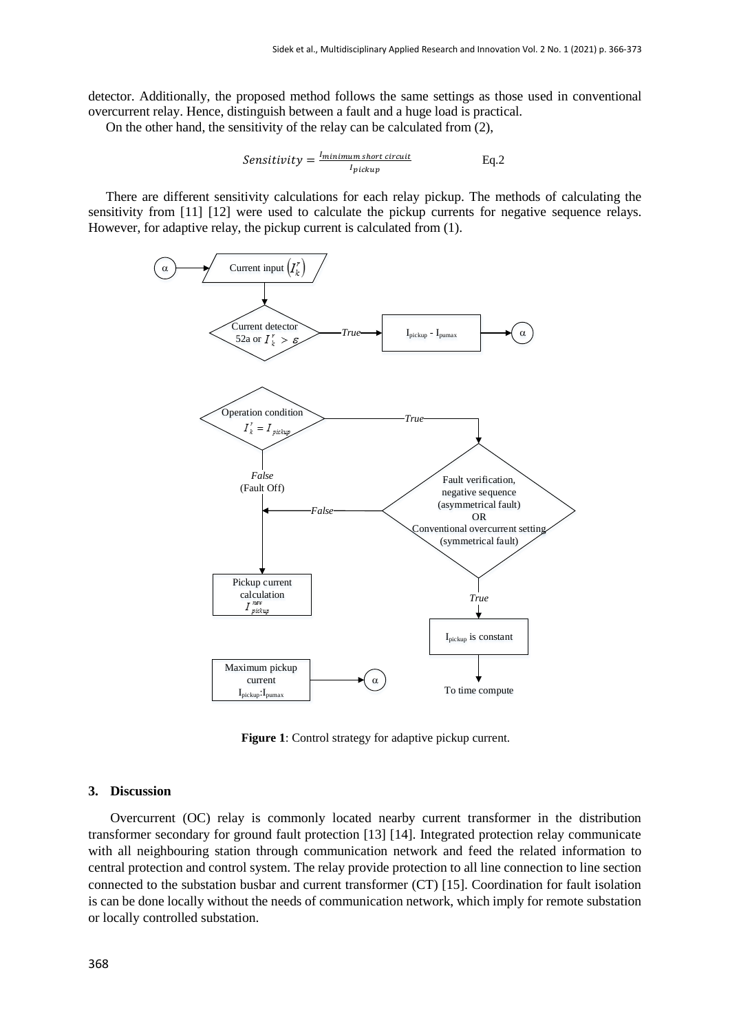detector. Additionally, the proposed method follows the same settings as those used in conventional overcurrent relay. Hence, distinguish between a fault and a huge load is practical.

On the other hand, the sensitivity of the relay can be calculated from (2),

$$Sensitivity = \frac{I_{minimum\ short\ circuit}}{I_{pickup}} \qquad \text{Eq.2}$$

There are different sensitivity calculations for each relay pickup. The methods of calculating the sensitivity from [11] [12] were used to calculate the pickup currents for negative sequence relays. However, for adaptive relay, the pickup current is calculated from (1).

**Figure 1**: Control strategy for adaptive pickup current.

## 3. Discussion

Overcurrent (OC) relay is commonly located nearby current transformer in the distribution transformer secondary for ground fault protection [13] [14]. Integrated protection relay communicate with all neighbouring station through communication network and feed the related information to central protection and control system. The relay provide protection to all line connection to line section connected to the substation busbar and current transformer (CT) [15]. Coordination for fault isolation is can be done locally without the needs of communication network, which imply for remote substation or locally controlled substation.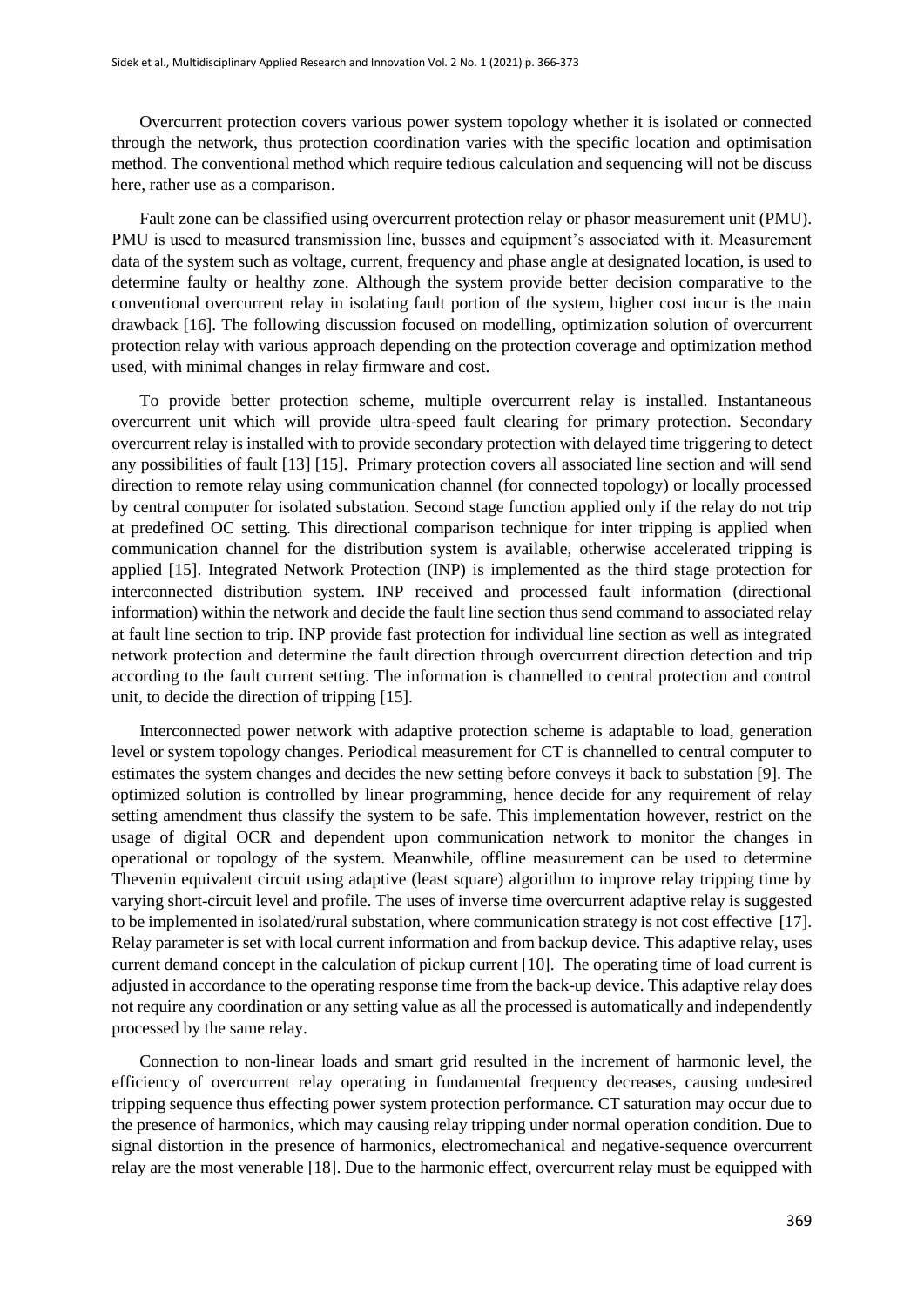Overcurrent protection covers various power system topology whether it is isolated or connected through the network, thus protection coordination varies with the specific location and optimisation method. The conventional method which require tedious calculation and sequencing will not be discuss here, rather use as a comparison.

Fault zone can be classified using overcurrent protection relay or phasor measurement unit (PMU). PMU is used to measured transmission line, busses and equipment's associated with it. Measurement data of the system such as voltage, current, frequency and phase angle at designated location, is used to determine faulty or healthy zone. Although the system provide better decision comparative to the conventional overcurrent relay in isolating fault portion of the system, higher cost incur is the main drawback [16]. The following discussion focused on modelling, optimization solution of overcurrent protection relay with various approach depending on the protection coverage and optimization method used, with minimal changes in relay firmware and cost.

To provide better protection scheme, multiple overcurrent relay is installed. Instantaneous overcurrent unit which will provide ultra-speed fault clearing for primary protection. Secondary overcurrent relay is installed with to provide secondary protection with delayed time triggering to detect any possibilities of fault [13] [15]. Primary protection covers all associated line section and will send direction to remote relay using communication channel (for connected topology) or locally processed by central computer for isolated substation. Second stage function applied only if the relay do not trip at predefined OC setting. This directional comparison technique for inter tripping is applied when communication channel for the distribution system is available, otherwise accelerated tripping is applied [15]. Integrated Network Protection (INP) is implemented as the third stage protection for interconnected distribution system. INP received and processed fault information (directional information) within the network and decide the fault line section thus send command to associated relay at fault line section to trip. INP provide fast protection for individual line section as well as integrated network protection and determine the fault direction through overcurrent direction detection and trip according to the fault current setting. The information is channelled to central protection and control unit, to decide the direction of tripping [15].

Interconnected power network with adaptive protection scheme is adaptable to load, generation level or system topology changes. Periodical measurement for CT is channelled to central computer to estimates the system changes and decides the new setting before conveys it back to substation [9]. The optimized solution is controlled by linear programming, hence decide for any requirement of relay setting amendment thus classify the system to be safe. This implementation however, restrict on the usage of digital OCR and dependent upon communication network to monitor the changes in operational or topology of the system. Meanwhile, offline measurement can be used to determine Thevenin equivalent circuit using adaptive (least square) algorithm to improve relay tripping time by varying short-circuit level and profile. The uses of inverse time overcurrent adaptive relay is suggested to be implemented in isolated/rural substation, where communication strategy is not cost effective [17]. Relay parameter is set with local current information and from backup device. This adaptive relay, uses current demand concept in the calculation of pickup current [10]. The operating time of load current is adjusted in accordance to the operating response time from the back-up device. This adaptive relay does not require any coordination or any setting value as all the processed is automatically and independently processed by the same relay.

Connection to non-linear loads and smart grid resulted in the increment of harmonic level, the efficiency of overcurrent relay operating in fundamental frequency decreases, causing undesired tripping sequence thus effecting power system protection performance. CT saturation may occur due to the presence of harmonics, which may causing relay tripping under normal operation condition. Due to signal distortion in the presence of harmonics, electromechanical and negative-sequence overcurrent relay are the most venerable [18]. Due to the harmonic effect, overcurrent relay must be equipped with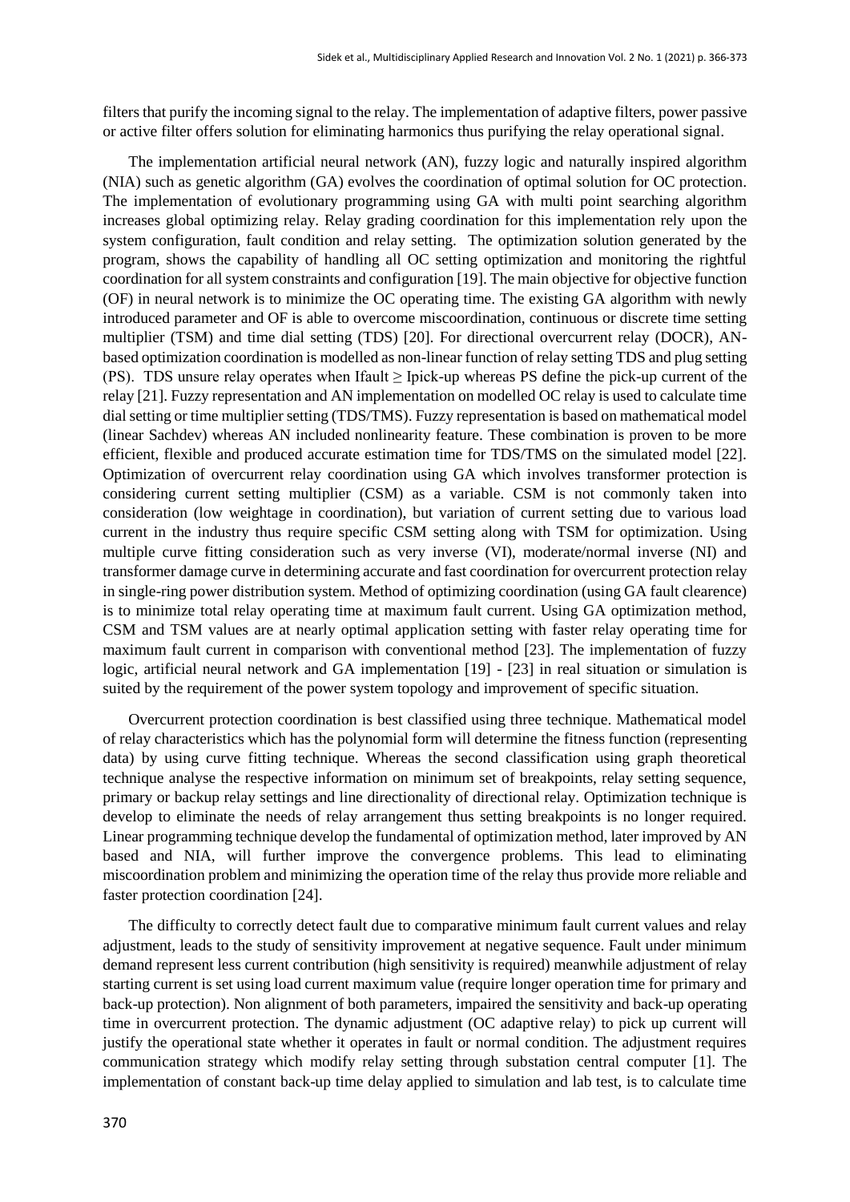filters that purify the incoming signal to the relay. The implementation of adaptive filters, power passive or active filter offers solution for eliminating harmonics thus purifying the relay operational signal.

The implementation artificial neural network (AN), fuzzy logic and naturally inspired algorithm (NIA) such as genetic algorithm (GA) evolves the coordination of optimal solution for OC protection. The implementation of evolutionary programming using GA with multi point searching algorithm increases global optimizing relay. Relay grading coordination for this implementation rely upon the system configuration, fault condition and relay setting. The optimization solution generated by the program, shows the capability of handling all OC setting optimization and monitoring the rightful coordination for all system constraints and configuration [19]. The main objective for objective function (OF) in neural network is to minimize the OC operating time. The existing GA algorithm with newly introduced parameter and OF is able to overcome miscoordination, continuous or discrete time setting multiplier (TSM) and time dial setting (TDS) [20]. For directional overcurrent relay (DOCR), AN-based optimization coordination is modelled as non-linear function of relay setting TDS and plug setting (PS). TDS unsure relay operates when $I_{fault} \geq I_{pick\text{-}up}$ whereas PS define the pick-up current of the relay [21]. Fuzzy representation and AN implementation on modelled OC relay is used to calculate time dial setting or time multiplier setting (TDS/TMS). Fuzzy representation is based on mathematical model (linear Sachdev) whereas AN included nonlinearity feature. These combination is proven to be more efficient, flexible and produced accurate estimation time for TDS/TMS on the simulated model [22]. Optimization of overcurrent relay coordination using GA which involves transformer protection is considering current setting multiplier (CSM) as a variable. CSM is not commonly taken into consideration (low weightage in coordination), but variation of current setting due to various load current in the industry thus require specific CSM setting along with TSM for optimization. Using multiple curve fitting consideration such as very inverse (VI), moderate/normal inverse (NI) and transformer damage curve in determining accurate and fast coordination for overcurrent protection relay in single-ring power distribution system. Method of optimizing coordination (using GA fault clearence) is to minimize total relay operating time at maximum fault current. Using GA optimization method, CSM and TSM values are at nearly optimal application setting with faster relay operating time for maximum fault current in comparison with conventional method [23]. The implementation of fuzzy logic, artificial neural network and GA implementation [19] - [23] in real situation or simulation is suited by the requirement of the power system topology and improvement of specific situation.

Overcurrent protection coordination is best classified using three technique. Mathematical model of relay characteristics which has the polynomial form will determine the fitness function (representing data) by using curve fitting technique. Whereas the second classification using graph theoretical technique analyse the respective information on minimum set of breakpoints, relay setting sequence, primary or backup relay settings and line directionality of directional relay. Optimization technique is develop to eliminate the needs of relay arrangement thus setting breakpoints is no longer required. Linear programming technique develop the fundamental of optimization method, later improved by AN based and NIA, will further improve the convergence problems. This lead to eliminating miscoordination problem and minimizing the operation time of the relay thus provide more reliable and faster protection coordination [24].

The difficulty to correctly detect fault due to comparative minimum fault current values and relay adjustment, leads to the study of sensitivity improvement at negative sequence. Fault under minimum demand represent less current contribution (high sensitivity is required) meanwhile adjustment of relay starting current is set using load current maximum value (require longer operation time for primary and back-up protection). Non alignment of both parameters, impaired the sensitivity and back-up operating time in overcurrent protection. The dynamic adjustment (OC adaptive relay) to pick up current will justify the operational state whether it operates in fault or normal condition. The adjustment requires communication strategy which modify relay setting through substation central computer [1]. The implementation of constant back-up time delay applied to simulation and lab test, is to calculate time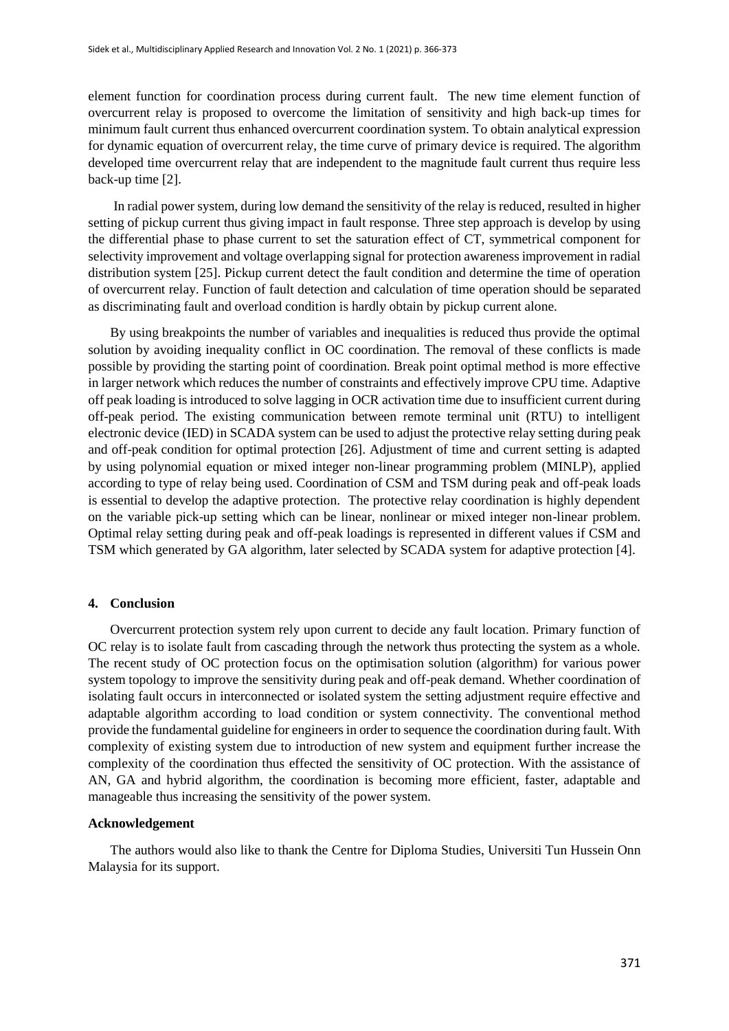element function for coordination process during current fault. The new time element function of overcurrent relay is proposed to overcome the limitation of sensitivity and high back-up times for minimum fault current thus enhanced overcurrent coordination system. To obtain analytical expression for dynamic equation of overcurrent relay, the time curve of primary device is required. The algorithm developed time overcurrent relay that are independent to the magnitude fault current thus require less back-up time [2].

In radial power system, during low demand the sensitivity of the relay is reduced, resulted in higher setting of pickup current thus giving impact in fault response. Three step approach is develop by using the differential phase to phase current to set the saturation effect of CT, symmetrical component for selectivity improvement and voltage overlapping signal for protection awareness improvement in radial distribution system [25]. Pickup current detect the fault condition and determine the time of operation of overcurrent relay. Function of fault detection and calculation of time operation should be separated as discriminating fault and overload condition is hardly obtain by pickup current alone.

By using breakpoints the number of variables and inequalities is reduced thus provide the optimal solution by avoiding inequality conflict in OC coordination. The removal of these conflicts is made possible by providing the starting point of coordination. Break point optimal method is more effective in larger network which reduces the number of constraints and effectively improve CPU time. Adaptive off peak loading is introduced to solve lagging in OCR activation time due to insufficient current during off-peak period. The existing communication between remote terminal unit (RTU) to intelligent electronic device (IED) in SCADA system can be used to adjust the protective relay setting during peak and off-peak condition for optimal protection [26]. Adjustment of time and current setting is adapted by using polynomial equation or mixed integer non-linear programming problem (MINLP), applied according to type of relay being used. Coordination of CSM and TSM during peak and off-peak loads is essential to develop the adaptive protection. The protective relay coordination is highly dependent on the variable pick-up setting which can be linear, nonlinear or mixed integer non-linear problem. Optimal relay setting during peak and off-peak loadings is represented in different values if CSM and TSM which generated by GA algorithm, later selected by SCADA system for adaptive protection [4].

## 4. Conclusion

Overcurrent protection system rely upon current to decide any fault location. Primary function of OC relay is to isolate fault from cascading through the network thus protecting the system as a whole. The recent study of OC protection focus on the optimisation solution (algorithm) for various power system topology to improve the sensitivity during peak and off-peak demand. Whether coordination of isolating fault occurs in interconnected or isolated system the setting adjustment require effective and adaptable algorithm according to load condition or system connectivity. The conventional method provide the fundamental guideline for engineers in order to sequence the coordination during fault. With complexity of existing system due to introduction of new system and equipment further increase the complexity of the coordination thus effected the sensitivity of OC protection. With the assistance of AN, GA and hybrid algorithm, the coordination is becoming more efficient, faster, adaptable and manageable thus increasing the sensitivity of the power system.

## Acknowledgement

The authors would also like to thank the Centre for Diploma Studies, Universiti Tun Hussein Onn Malaysia for its support.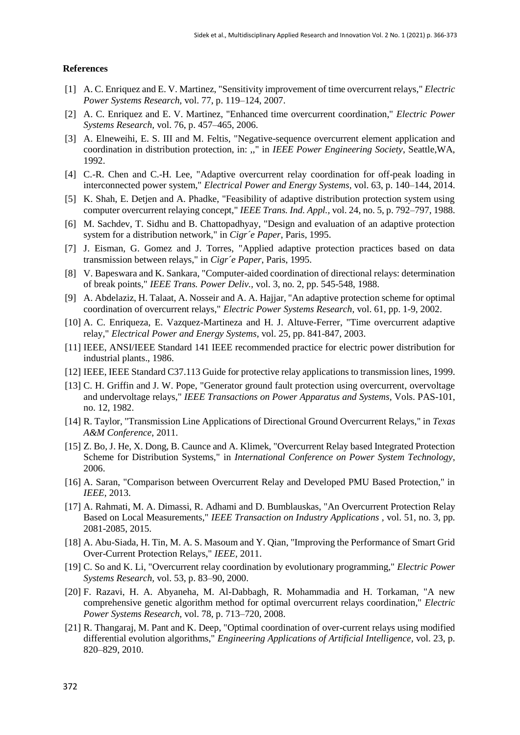## References

[1] A. C. Enriquez and E. V. Martinez, "Sensitivity improvement of time overcurrent relays," *Electric Power Systems Research*, vol. 77, p. 119–124, 2007.

[2] A. C. Enriquez and E. V. Martinez, "Enhanced time overcurrent coordination," *Electric Power Systems Research*, vol. 76, p. 457–465, 2006.

[3] A. Elneweihi, E. S. III and M. Feltis, "Negative-sequence overcurrent element application and coordination in distribution protection, in: ,," in *IEEE Power Engineering Society*, Seattle,WA, 1992.

[4] C.-R. Chen and C.-H. Lee, "Adaptive overcurrent relay coordination for off-peak loading in interconnected power system," *Electrical Power and Energy Systems*, vol. 63, p. 140–144, 2014.

[5] K. Shah, E. Detjen and A. Phadke, "Feasibility of adaptive distribution protection system using computer overcurrent relaying concept," *IEEE Trans. Ind. Appl.*, vol. 24, no. 5, p. 792–797, 1988.

[6] M. Sachdev, T. Sidhu and B. Chattopadhyay, "Design and evaluation of an adaptive protection system for a distribution network," in *Cigr´e Paper*, Paris, 1995.

[7] J. Eisman, G. Gomez and J. Torres, "Applied adaptive protection practices based on data transmission between relays," in *Cigr´e Paper*, Paris, 1995.

[8] V. Bapeswara and K. Sankara, "Computer-aided coordination of directional relays: determination of break points," *IEEE Trans. Power Deliv.*, vol. 3, no. 2, pp. 545-548, 1988.

[9] A. Abdelaziz, H. Talaat, A. Nosseir and A. A. Hajjar, "An adaptive protection scheme for optimal coordination of overcurrent relays," *Electric Power Systems Research*, vol. 61, pp. 1-9, 2002.

[10] A. C. Enriqueza, E. Vazquez-Martineza and H. J. Altuve-Ferrer, "Time overcurrent adaptive relay," *Electrical Power and Energy Systems*, vol. 25, pp. 841-847, 2003.

[11] IEEE, ANSI/IEEE Standard 141 IEEE recommended practice for electric power distribution for industrial plants., 1986.

[12] IEEE, IEEE Standard C37.113 Guide for protective relay applications to transmission lines, 1999.

[13] C. H. Griffin and J. W. Pope, "Generator ground fault protection using overcurrent, overvoltage and undervoltage relays," *IEEE Transactions on Power Apparatus and Systems*, Vols. PAS-101, no. 12, 1982.

[14] R. Taylor, "Transmission Line Applications of Directional Ground Overcurrent Relays," in *Texas A&M Conference*, 2011.

[15] Z. Bo, J. He, X. Dong, B. Caunce and A. Klimek, "Overcurrent Relay based Integrated Protection Scheme for Distribution Systems," in *International Conference on Power System Technology*, 2006.

[16] A. Saran, "Comparison between Overcurrent Relay and Developed PMU Based Protection," in *IEEE*, 2013.

[17] A. Rahmati, M. A. Dimassi, R. Adhami and D. Bumblauskas, "An Overcurrent Protection Relay Based on Local Measurements," *IEEE Transaction on Industry Applications* , vol. 51, no. 3, pp. 2081-2085, 2015.

[18] A. Abu-Siada, H. Tin, M. A. S. Masoum and Y. Qian, "Improving the Performance of Smart Grid Over-Current Protection Relays," *IEEE*, 2011.

[19] C. So and K. Li, "Overcurrent relay coordination by evolutionary programming," *Electric Power Systems Research*, vol. 53, p. 83–90, 2000.

[20] F. Razavi, H. A. Abyaneha, M. Al-Dabbagh, R. Mohammadia and H. Torkaman, "A new comprehensive genetic algorithm method for optimal overcurrent relays coordination," *Electric Power Systems Research*, vol. 78, p. 713–720, 2008.

[21] R. Thangaraj, M. Pant and K. Deep, "Optimal coordination of over-current relays using modified differential evolution algorithms," *Engineering Applications of Artificial Intelligence*, vol. 23, p. 820–829, 2010.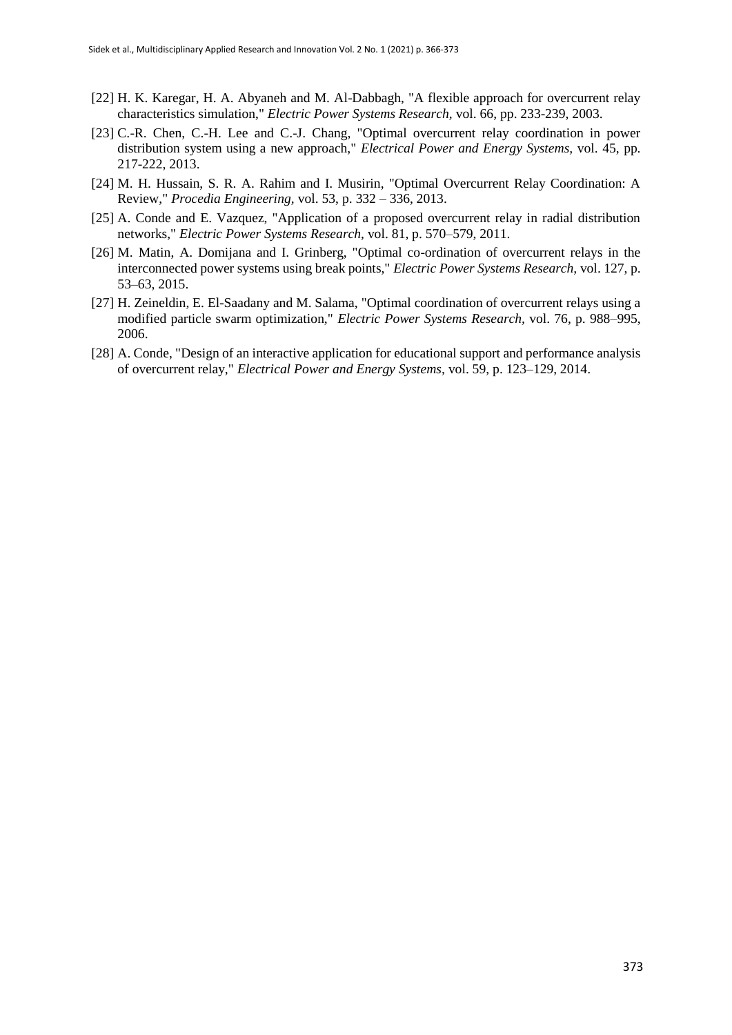[22] H. K. Karegar, H. A. Abyaneh and M. Al-Dabbagh, "A flexible approach for overcurrent relay characteristics simulation," *Electric Power Systems Research,* vol. 66, pp. 233-239, 2003.

[23] C.-R. Chen, C.-H. Lee and C.-J. Chang, "Optimal overcurrent relay coordination in power distribution system using a new approach," *Electrical Power and Energy Systems,* vol. 45, pp. 217-222, 2013.

[24] M. H. Hussain, S. R. A. Rahim and I. Musirin, "Optimal Overcurrent Relay Coordination: A Review," *Procedia Engineering,* vol. 53, p. 332 – 336, 2013.

[25] A. Conde and E. Vazquez, "Application of a proposed overcurrent relay in radial distribution networks," *Electric Power Systems Research,* vol. 81, p. 570–579, 2011.

[26] M. Matin, A. Domijana and I. Grinberg, "Optimal co-ordination of overcurrent relays in the interconnected power systems using break points," *Electric Power Systems Research,* vol. 127, p. 53–63, 2015.

[27] H. Zeineldin, E. El-Saadany and M. Salama, "Optimal coordination of overcurrent relays using a modified particle swarm optimization," *Electric Power Systems Research,* vol. 76, p. 988–995, 2006.

[28] A. Conde, "Design of an interactive application for educational support and performance analysis of overcurrent relay," *Electrical Power and Energy Systems,* vol. 59, p. 123–129, 2014.